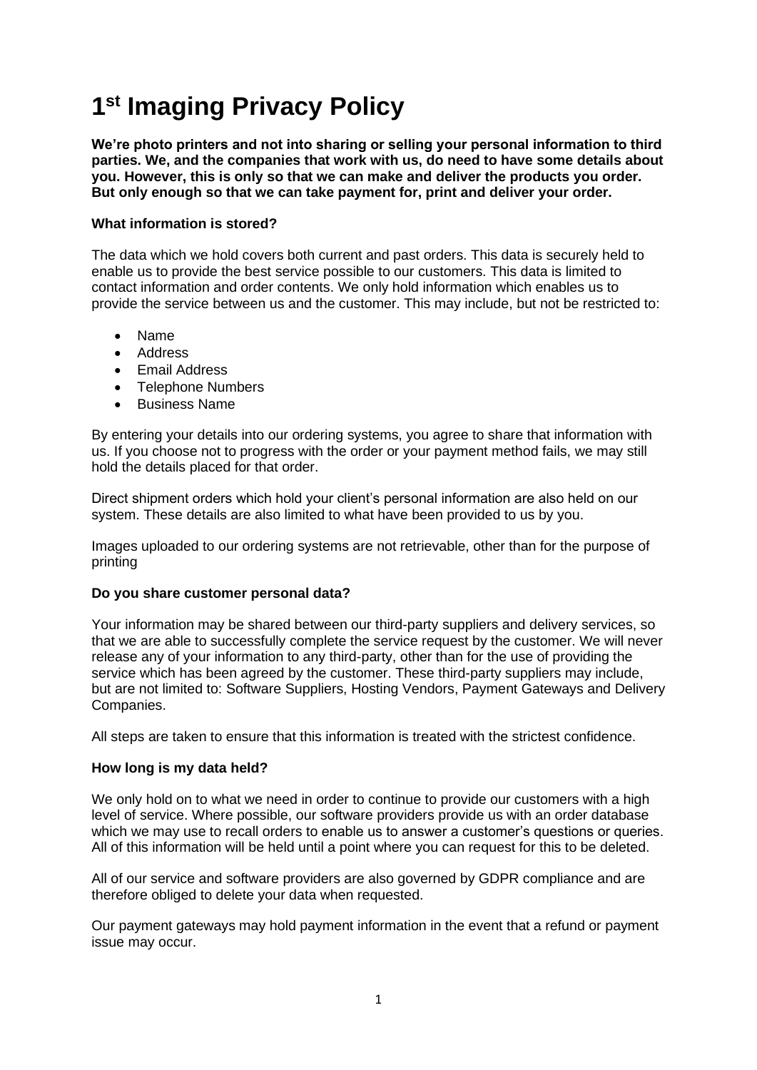# 1st Imaging Privacy Policy

**We're photo printers and not into sharing or selling your personal information to third parties. We, and the companies that work with us, do need to have some details about you. However, this is only so that we can make and deliver the products you order. But only enough so that we can take payment for, print and deliver your order.**

**What information is stored?**

The data which we hold covers both current and past orders. This data is securely held to enable us to provide the best service possible to our customers. This data is limited to contact information and order contents. We only hold information which enables us to provide the service between us and the customer. This may include, but not be restricted to:

- Name
- Address
- Email Address
- Telephone Numbers
- Business Name

By entering your details into our ordering systems, you agree to share that information with us. If you choose not to progress with the order or your payment method fails, we may still hold the details placed for that order.

Direct shipment orders which hold your client's personal information are also held on our system. These details are also limited to what have been provided to us by you.

Images uploaded to our ordering systems are not retrievable, other than for the purpose of printing

**Do you share customer personal data?**

Your information may be shared between our third-party suppliers and delivery services, so that we are able to successfully complete the service request by the customer. We will never release any of your information to any third-party, other than for the use of providing the service which has been agreed by the customer. These third-party suppliers may include, but are not limited to: Software Suppliers, Hosting Vendors, Payment Gateways and Delivery Companies.

All steps are taken to ensure that this information is treated with the strictest confidence.

**How long is my data held?**

We only hold on to what we need in order to continue to provide our customers with a high level of service. Where possible, our software providers provide us with an order database which we may use to recall orders to enable us to answer a customer's questions or queries. All of this information will be held until a point where you can request for this to be deleted.

All of our service and software providers are also governed by GDPR compliance and are therefore obliged to delete your data when requested.

Our payment gateways may hold payment information in the event that a refund or payment issue may occur.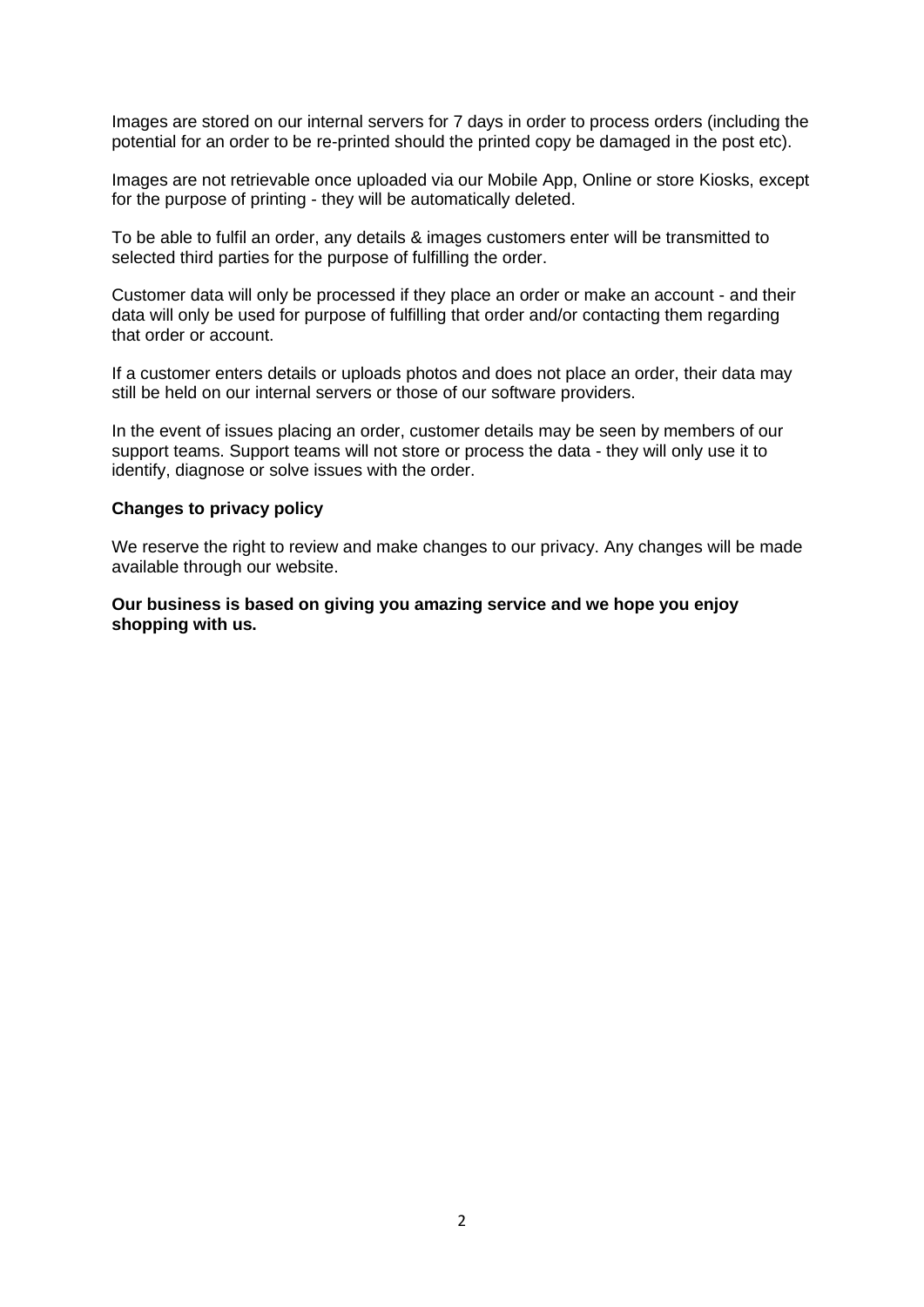Images are stored on our internal servers for 7 days in order to process orders (including the potential for an order to be re-printed should the printed copy be damaged in the post etc).

Images are not retrievable once uploaded via our Mobile App, Online or store Kiosks, except for the purpose of printing - they will be automatically deleted.

To be able to fulfil an order, any details & images customers enter will be transmitted to selected third parties for the purpose of fulfilling the order.

Customer data will only be processed if they place an order or make an account - and their data will only be used for purpose of fulfilling that order and/or contacting them regarding that order or account.

If a customer enters details or uploads photos and does not place an order, their data may still be held on our internal servers or those of our software providers.

In the event of issues placing an order, customer details may be seen by members of our support teams. Support teams will not store or process the data - they will only use it to identify, diagnose or solve issues with the order.

**Changes to privacy policy**

We reserve the right to review and make changes to our privacy. Any changes will be made available through our website.

**Our business is based on giving you amazing service and we hope you enjoy shopping with us.**